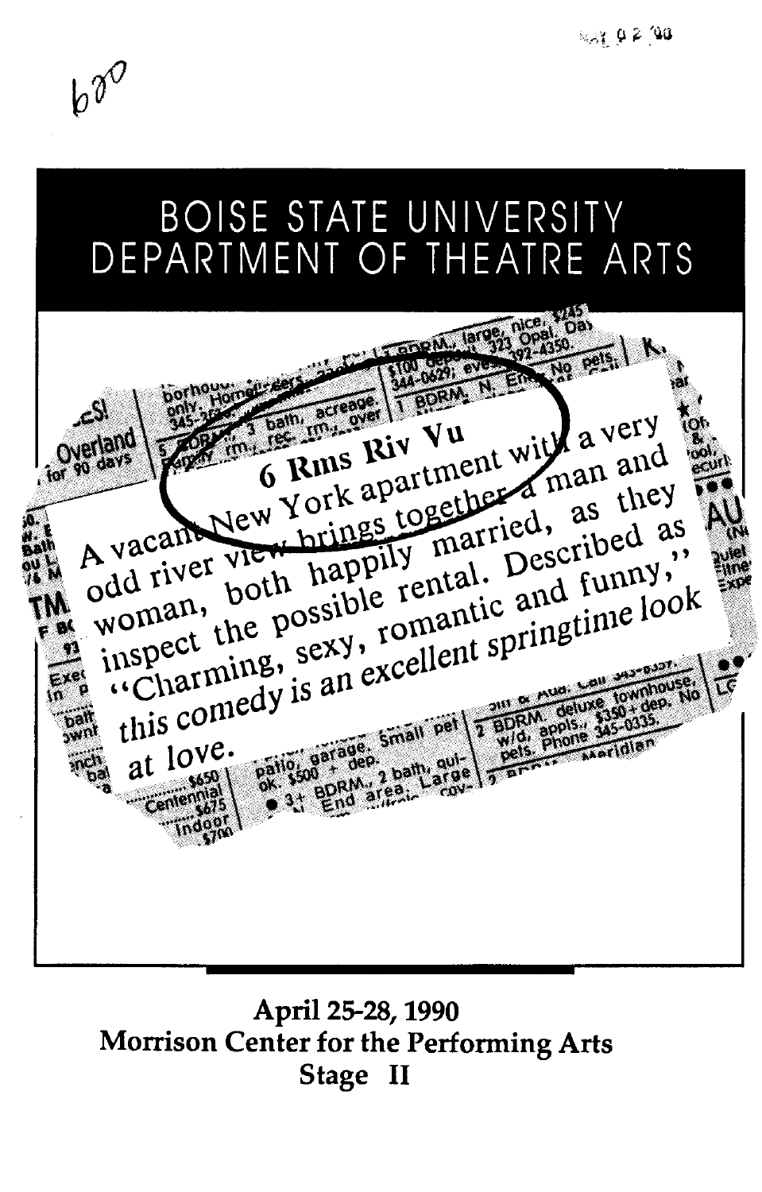600

# BOISE STATE UNIVERSITY DEPARTMENT OF THEATRE ARTS

## 6 Rms Riv Vu

A vacant New York apartment with a very odd river view brings together a man and woman, both happily married, as they inspect the possible rental. Described as "Charming, sexy, romantic and funny," this comedy is an excellent springtime look at love.

**April 25-28, 1990**
**Morrison Center for the Performing Arts**
**Stage II**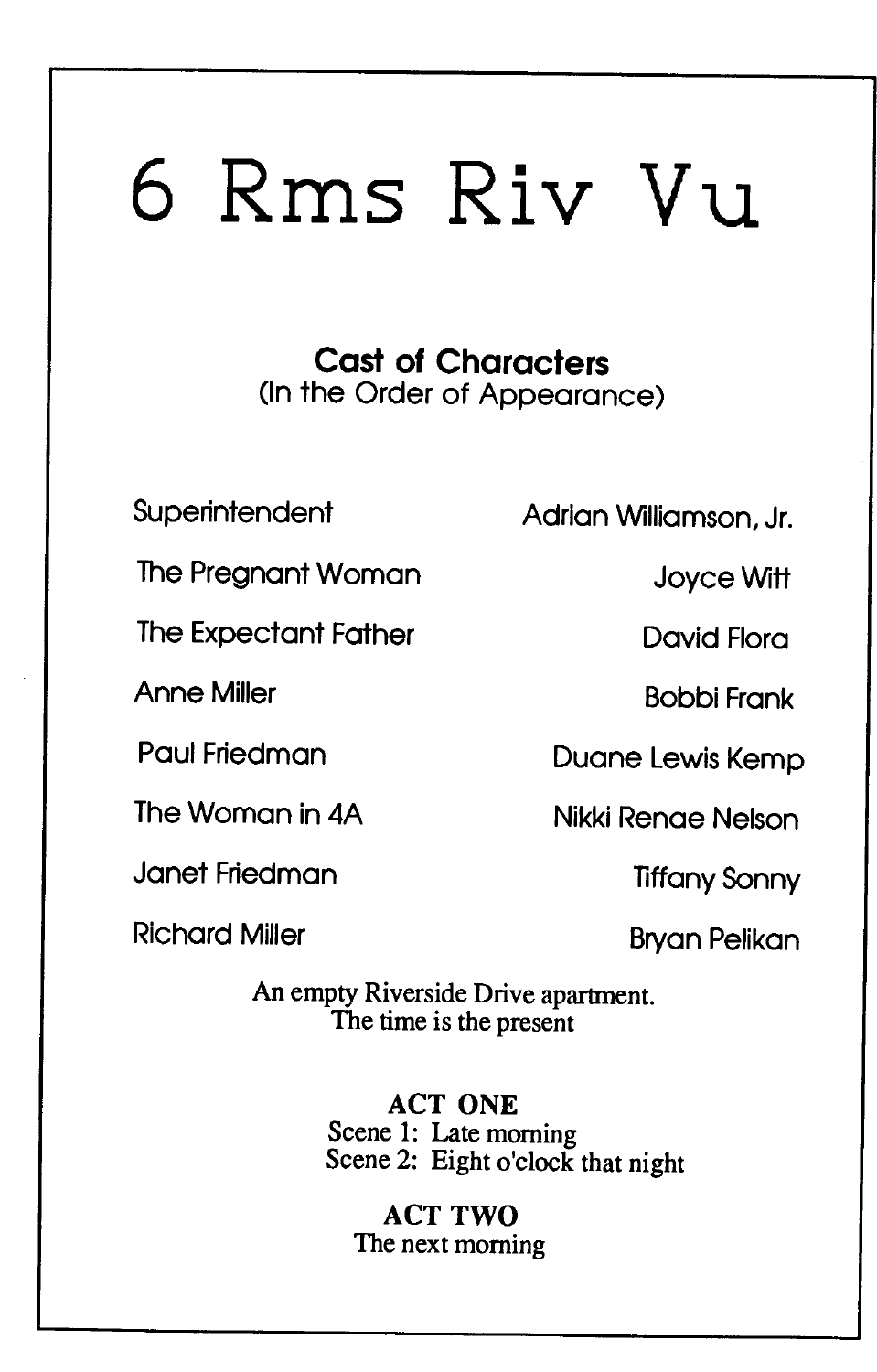# 6 Rms Riv Vu

## Cast of Characters
(In the Order of Appearance)

| | |
|---|---|
| Superintendent | Adrian Williamson, Jr. |
| The Pregnant Woman | Joyce Witt |
| The Expectant Father | David Flora |
| Anne Miller | Bobbi Frank |
| Paul Friedman | Duane Lewis Kemp |
| The Woman in 4A | Nikki Renae Nelson |
| Janet Friedman | Tiffany Sonny |
| Richard Miller | Bryan Pelikan |

An empty Riverside Drive apartment.
The time is the present

**ACT ONE**
Scene 1: Late morning
Scene 2: Eight o'clock that night

**ACT TWO**
The next morning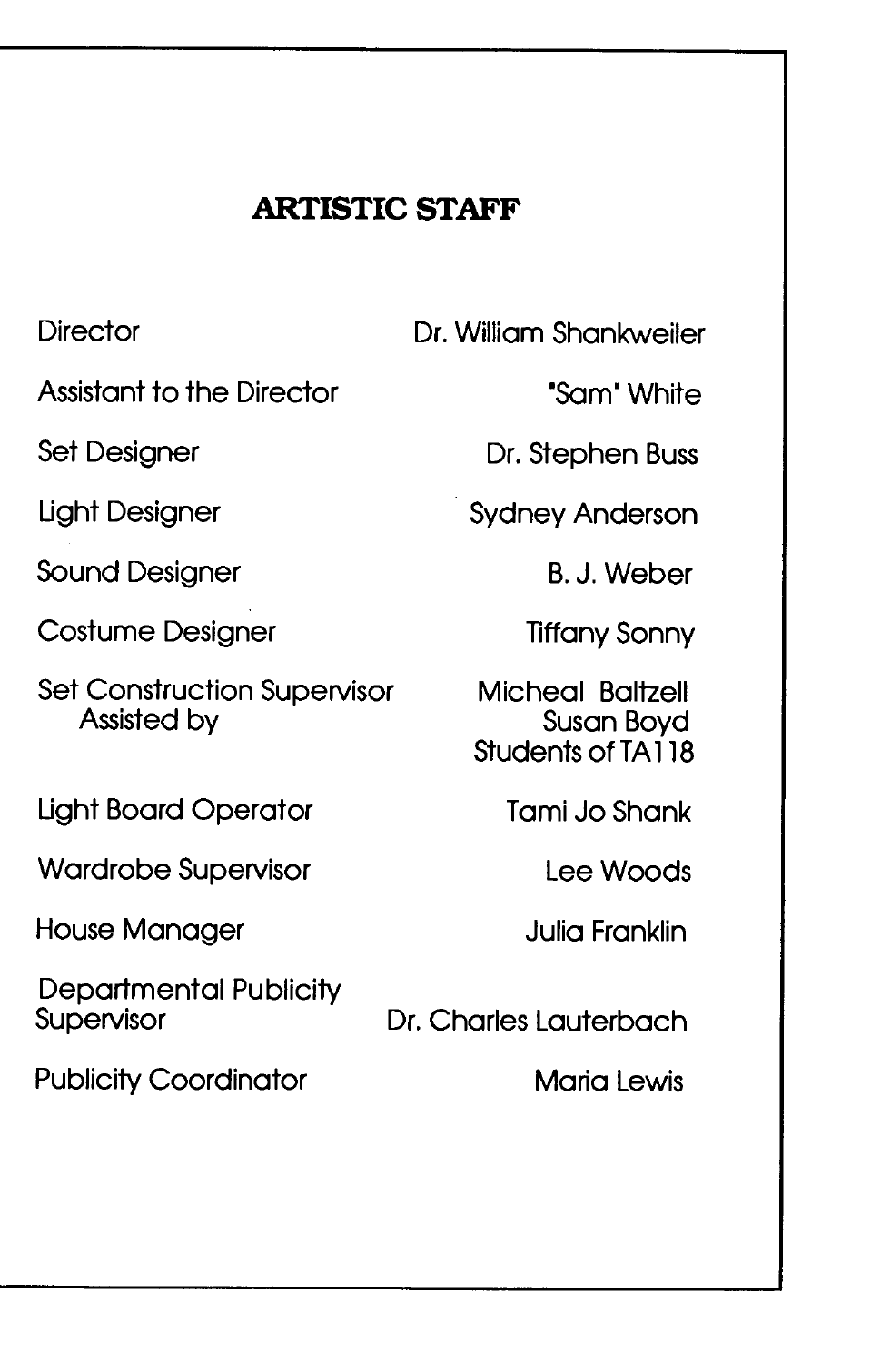## ARTISTIC STAFF

| | |
|---|---|
| Director | Dr. William Shankweiler |
| Assistant to the Director | "Sam" White |
| Set Designer | Dr. Stephen Buss |
| Light Designer | Sydney Anderson |
| Sound Designer | B. J. Weber |
| Costume Designer | Tiffany Sonny |
| Set Construction Supervisor | Micheal Baltzell |
| Assisted by | Susan Boyd |
| | Students of TA118 |
| Light Board Operator | Tami Jo Shank |
| Wardrobe Supervisor | Lee Woods |
| House Manager | Julia Franklin |
| Departmental Publicity Supervisor | Dr. Charles Lauterbach |
| Publicity Coordinator | Maria Lewis |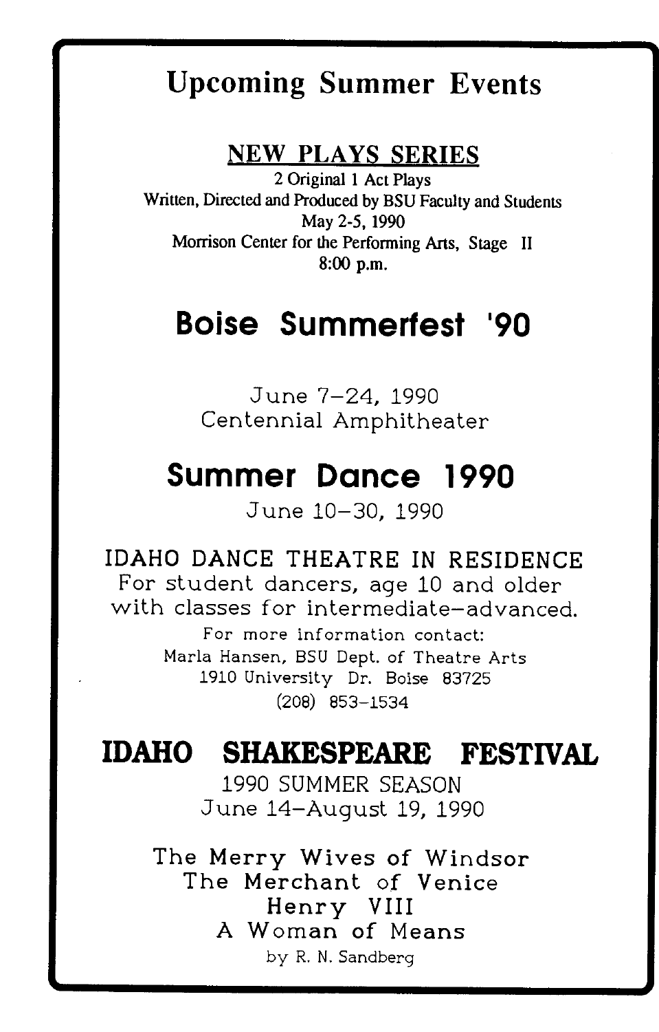# Upcoming Summer Events

## NEW PLAYS SERIES

2 Original 1 Act Plays
Written, Directed and Produced by BSU Faculty and Students
May 2-5, 1990
Morrison Center for the Performing Arts, Stage II
8:00 p.m.

## Boise Summerfest '90

June 7–24, 1990
Centennial Amphitheater

## Summer Dance 1990

June 10–30, 1990

IDAHO DANCE THEATRE IN RESIDENCE
For student dancers, age 10 and older
with classes for intermediate–advanced.

For more information contact:
Marla Hansen, BSU Dept. of Theatre Arts
1910 University Dr. Boise 83725
(208) 853-1534

## IDAHO SHAKESPEARE FESTIVAL

1990 SUMMER SEASON
June 14–August 19, 1990

The Merry Wives of Windsor
The Merchant of Venice
Henry VIII
A Woman of Means
by R. N. Sandberg